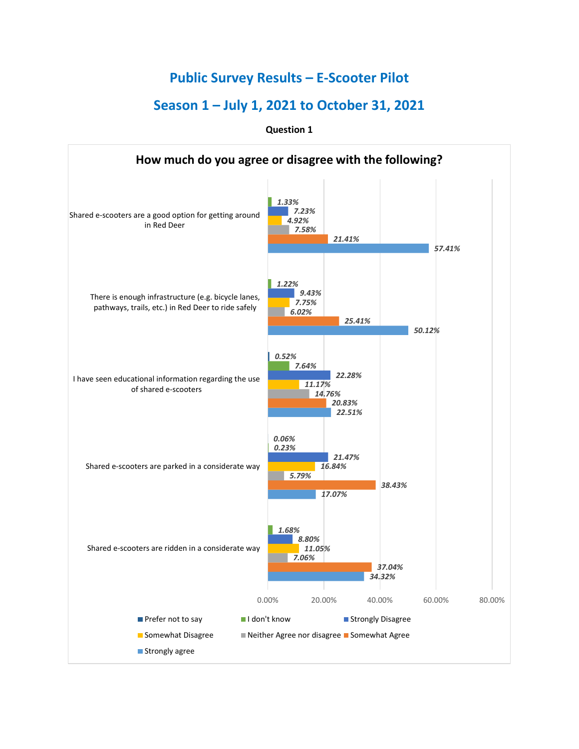# Public Survey Results – E-Scooter Pilot

## Season 1 – July 1, 2021 to October 31, 2021

**Question 1**

### How much do you agree or disagree with the following?

| Statement | Prefer not to say | I don't know | Strongly Disagree | Somewhat Disagree | Neither Agree nor disagree | Somewhat Agree | Strongly agree |
|---|---|---|---|---|---|---|---|
| Shared e-scooters are a good option for getting around in Red Deer | | 1.33% | 7.23% | 4.92% | 7.58% | 21.41% | 57.41% |
| There is enough infrastructure (e.g. bicycle lanes, pathways, trails, etc.) in Red Deer to ride safely | | 1.22% | 9.43% | 7.75% | 6.02% | 25.41% | 50.12% |
| I have seen educational information regarding the use of shared e-scooters | 0.52% | 7.64% | 22.28% | 11.17% | 14.76% | 20.83% | 22.51% |
| Shared e-scooters are parked in a considerate way | 0.06% | 0.23% | 21.47% | 16.84% | 5.79% | 38.43% | 17.07% |
| Shared e-scooters are ridden in a considerate way | | 1.68% | 8.80% | 11.05% | 7.06% | 37.04% | 34.32% |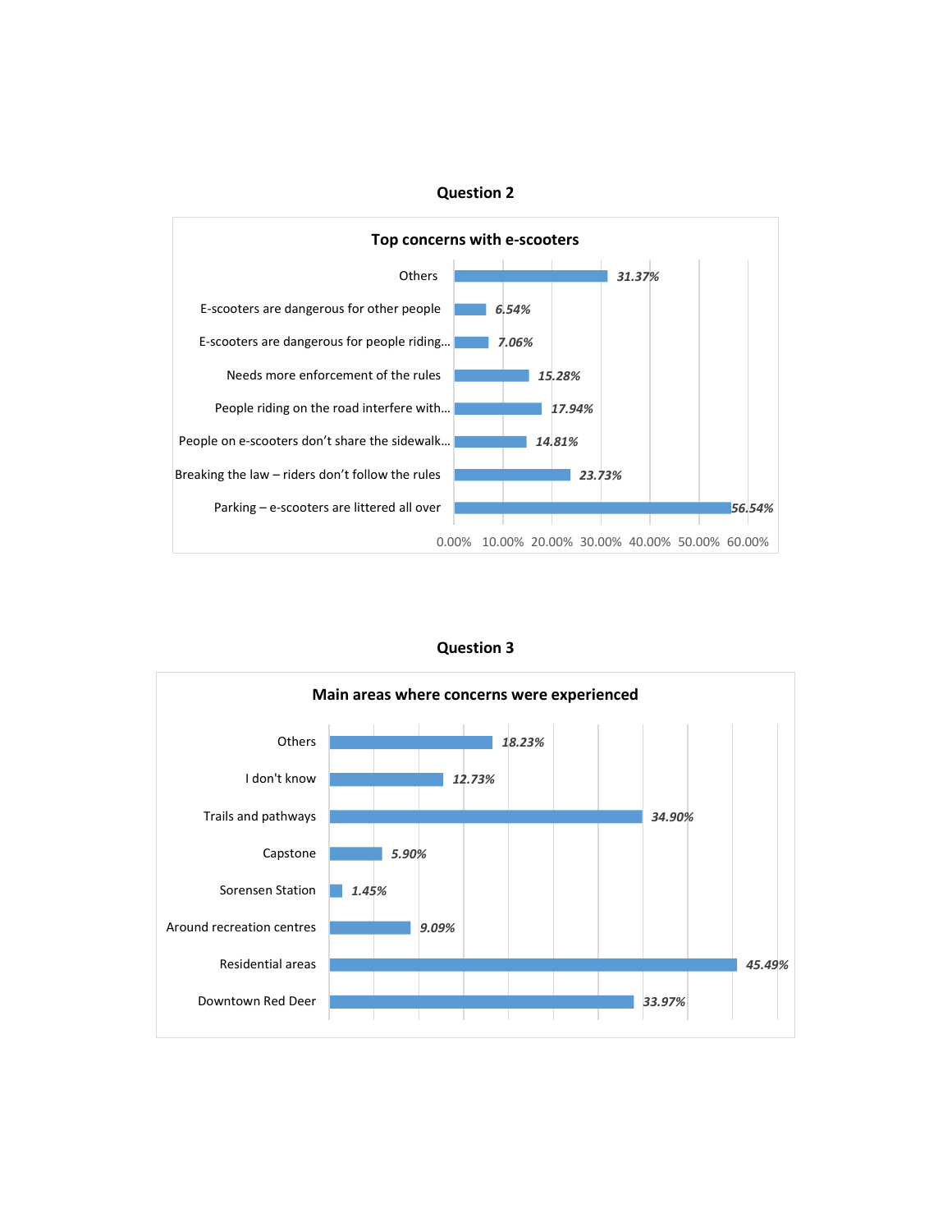## Question 2

### Top concerns with e-scooters

| Concern | Percentage |
|---|---|
| Others | 31.37% |
| E-scooters are dangerous for other people | 6.54% |
| E-scooters are dangerous for people riding… | 7.06% |
| Needs more enforcement of the rules | 15.28% |
| People riding on the road interfere with… | 17.94% |
| People on e-scooters don't share the sidewalk… | 14.81% |
| Breaking the law – riders don't follow the rules | 23.73% |
| Parking – e-scooters are littered all over | 56.54% |

## Question 3

### Main areas where concerns were experienced

| Area | Percentage |
|---|---|
| Others | 18.23% |
| I don't know | 12.73% |
| Trails and pathways | 34.90% |
| Capstone | 5.90% |
| Sorensen Station | 1.45% |
| Around recreation centres | 9.09% |
| Residential areas | 45.49% |
| Downtown Red Deer | 33.97% |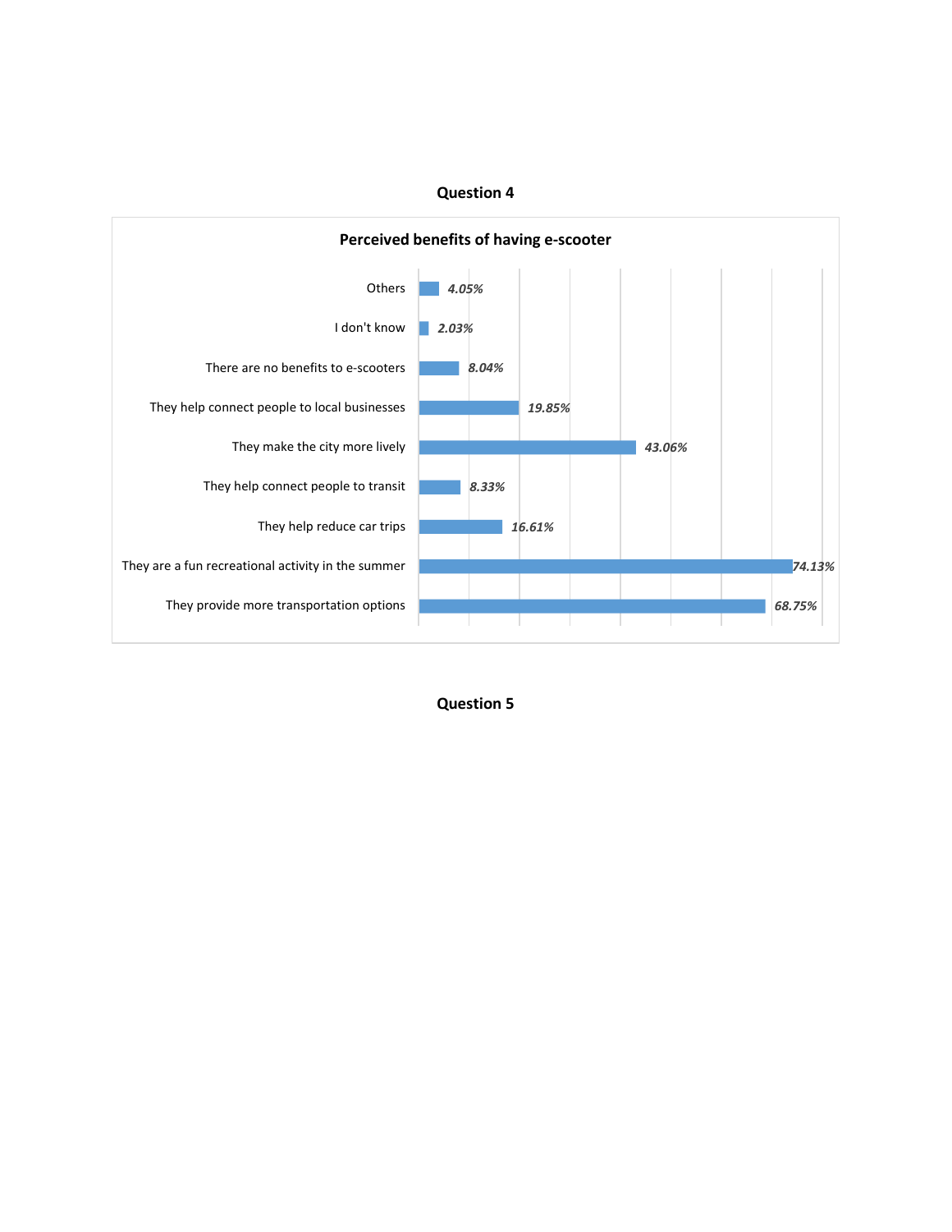**Question 4**

**Perceived benefits of having e-scooter**

| Response | Percentage |
|---|---|
| Others | 4.05% |
| I don't know | 2.03% |
| There are no benefits to e-scooters | 8.04% |
| They help connect people to local businesses | 19.85% |
| They make the city more lively | 43.06% |
| They help connect people to transit | 8.33% |
| They help reduce car trips | 16.61% |
| They are a fun recreational activity in the summer | 74.13% |
| They provide more transportation options | 68.75% |

**Question 5**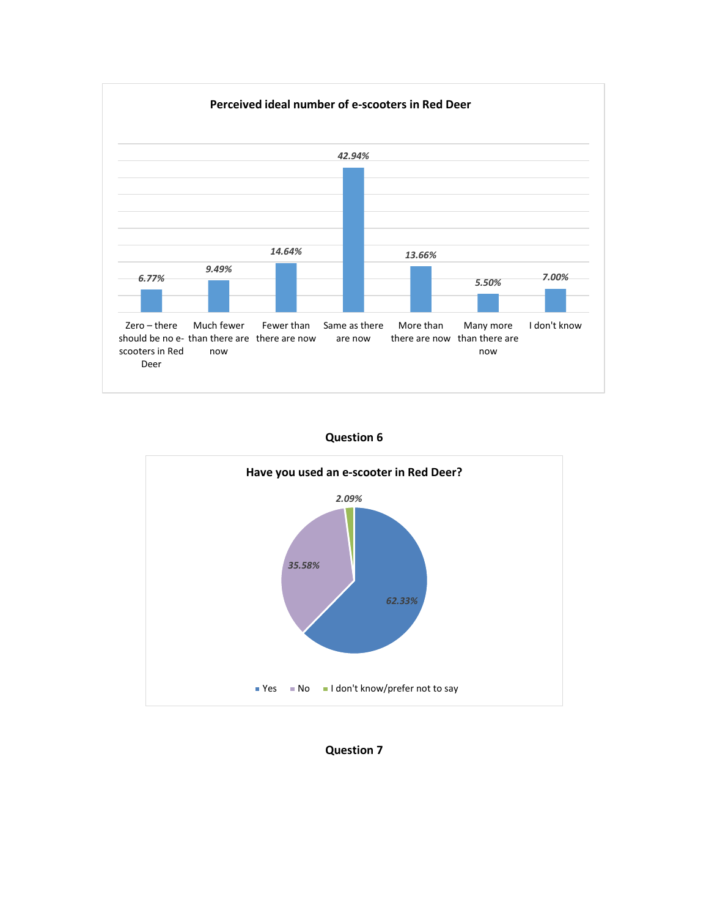**Perceived ideal number of e-scooters in Red Deer**

| Response | Percentage |
|---|---|
| Zero – there should be no e-scooters in Red Deer | 6.77% |
| Much fewer than there are now | 9.49% |
| Fewer than there are now | 14.64% |
| Same as there are now | 42.94% |
| More than there are now | 13.66% |
| Many more than there are now | 5.50% |
| I don't know | 7.00% |

**Question 6**

**Have you used an e-scooter in Red Deer?**

| Response | Percentage |
|---|---|
| Yes | 62.33% |
| No | 35.58% |
| I don't know/prefer not to say | 2.09% |

**Question 7**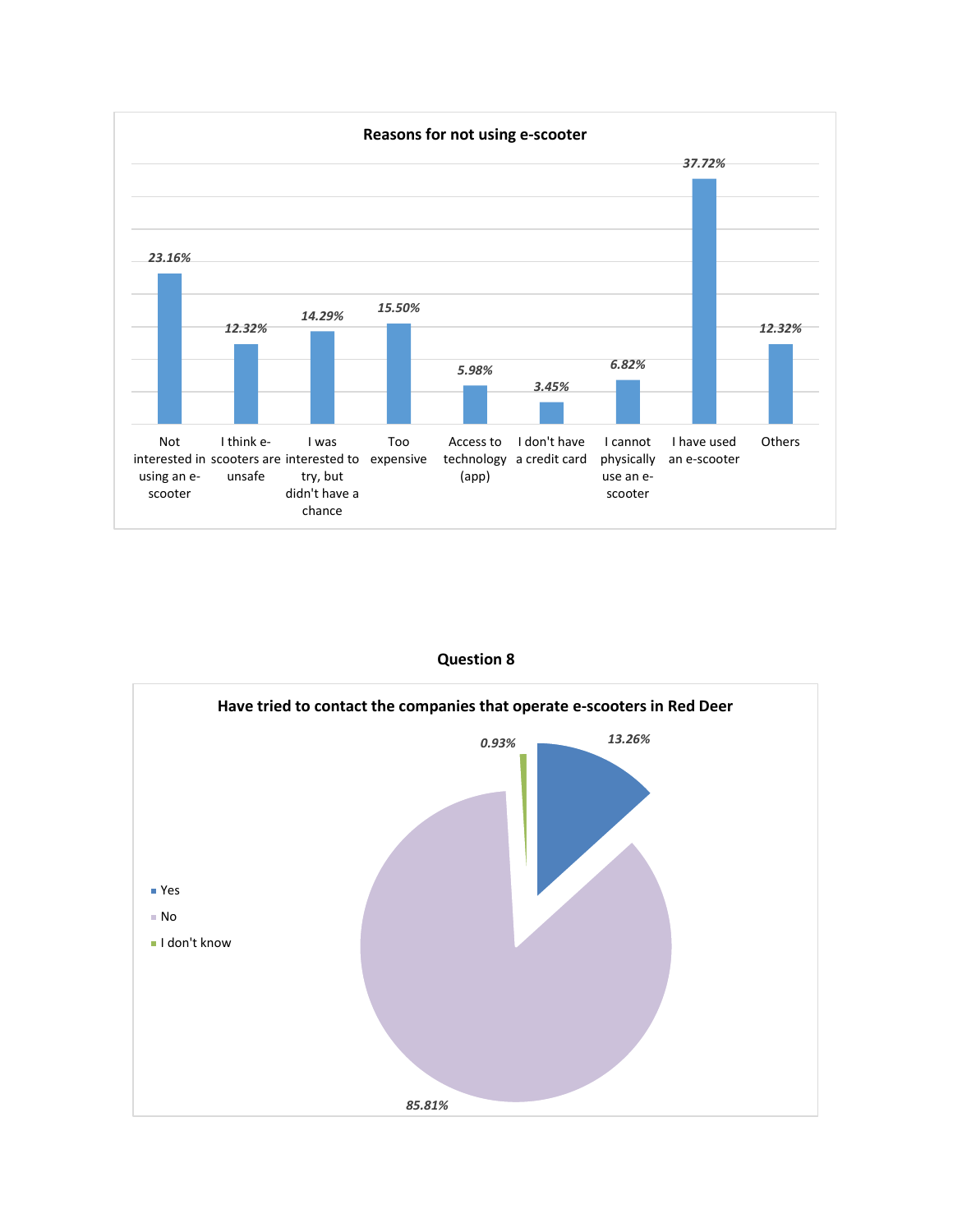**Reasons for not using e-scooter**

| Reason | Percentage |
|---|---|
| Not interested in using an e-scooter | 23.16% |
| I think e-scooters are unsafe | 12.32% |
| I was interested to try, but didn't have a chance | 14.29% |
| Too expensive | 15.50% |
| Access to technology (app) | 5.98% |
| I don't have a credit card | 3.45% |
| I cannot physically use an e-scooter | 6.82% |
| I have used an e-scooter | 37.72% |
| Others | 12.32% |

**Question 8**

**Have tried to contact the companies that operate e-scooters in Red Deer**

| Response | Percentage |
|---|---|
| Yes | 13.26% |
| No | 85.81% |
| I don't know | 0.93% |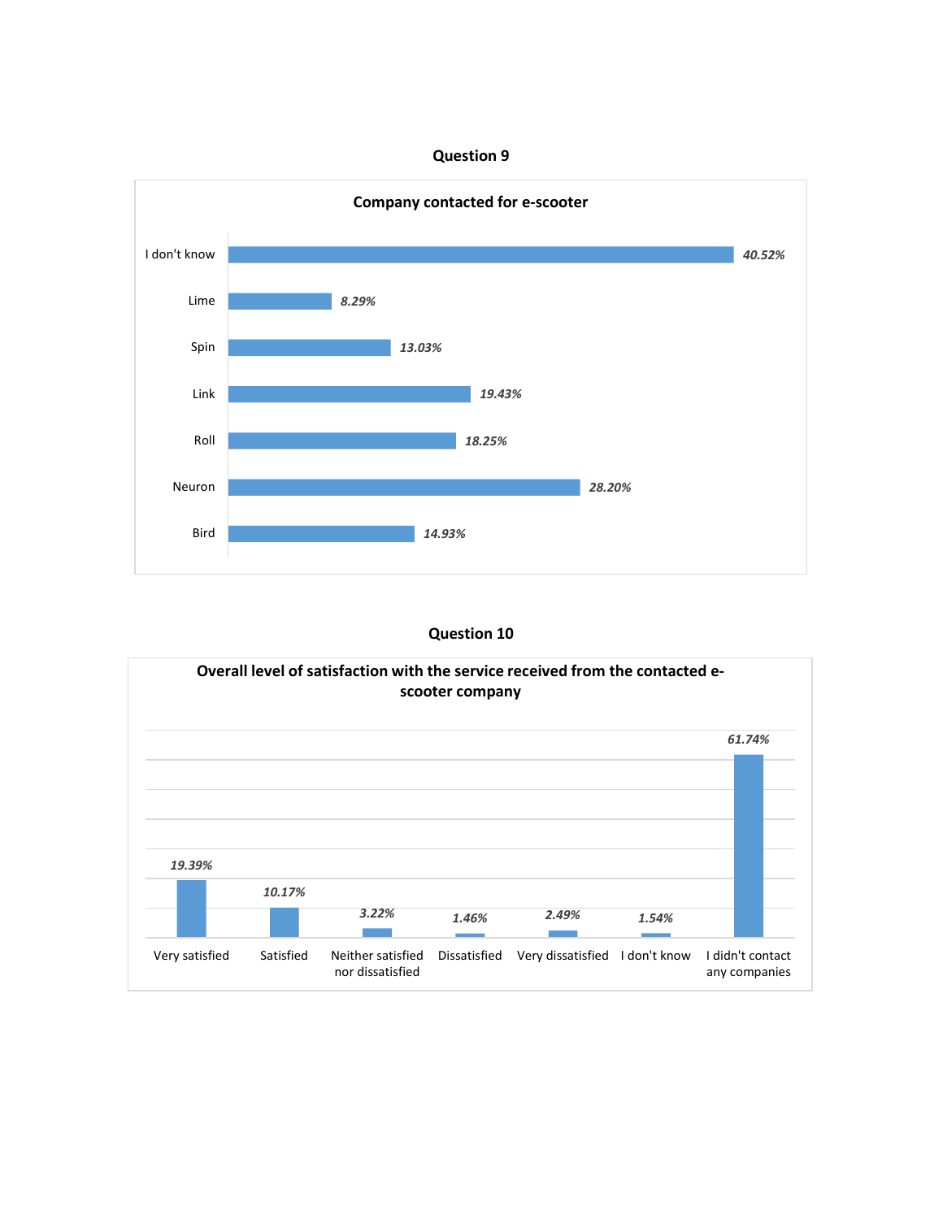## Question 9

**Company contacted for e-scooter**

| Company | Percentage |
|---|---|
| I don't know | 40.52% |
| Lime | 8.29% |
| Spin | 13.03% |
| Link | 19.43% |
| Roll | 18.25% |
| Neuron | 28.20% |
| Bird | 14.93% |

## Question 10

**Overall level of satisfaction with the service received from the contacted e-scooter company**

| Response | Percentage |
|---|---|
| Very satisfied | 19.39% |
| Satisfied | 10.17% |
| Neither satisfied nor dissatisfied | 3.22% |
| Dissatisfied | 1.46% |
| Very dissatisfied | 2.49% |
| I don't know | 1.54% |
| I didn't contact any companies | 61.74% |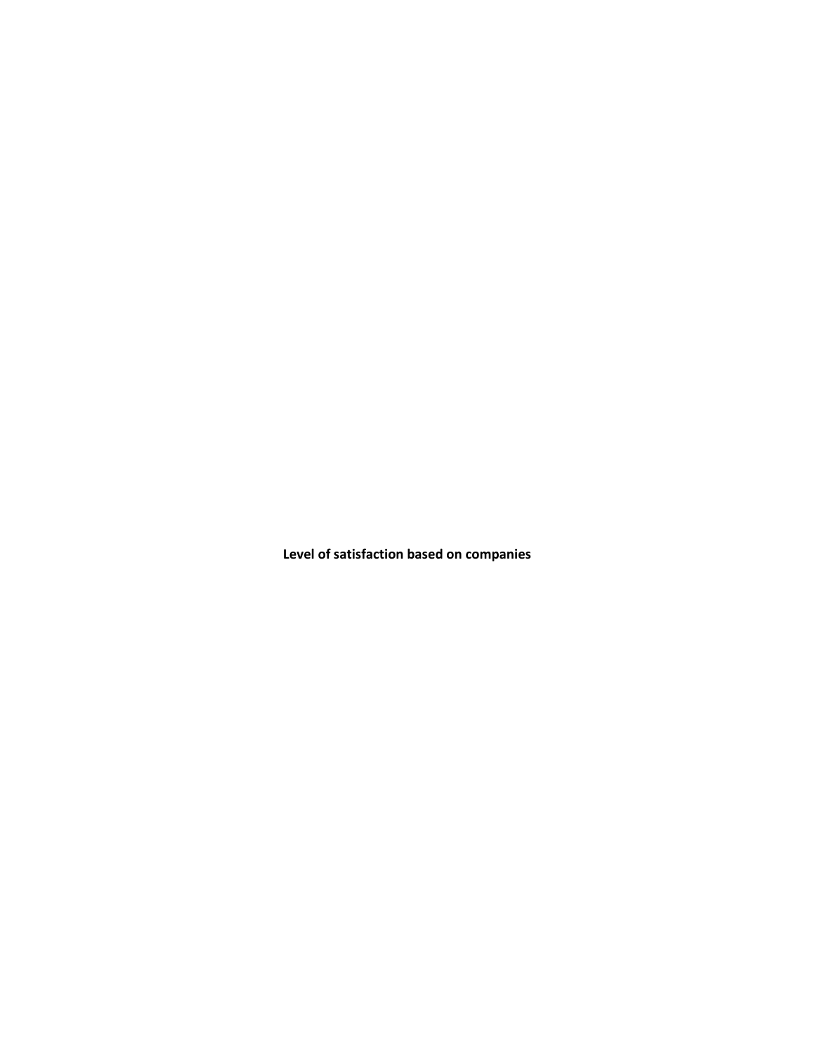**Level of satisfaction based on companies**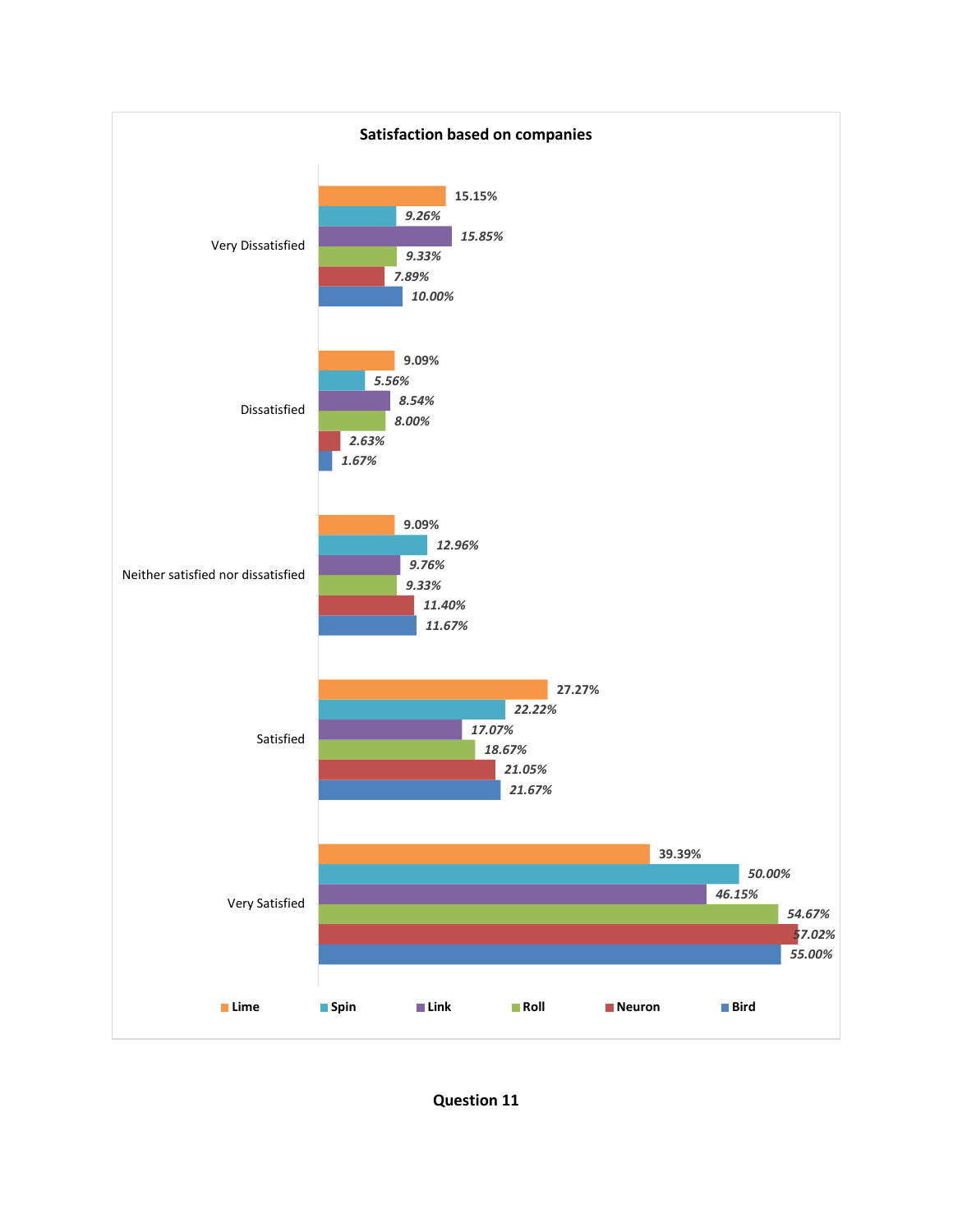**Satisfaction based on companies**

| | Lime | Spin | Link | Roll | Neuron | Bird |
|---|---|---|---|---|---|---|
| Very Dissatisfied | 15.15% | 9.26% | 15.85% | 9.33% | 7.89% | 10.00% |
| Dissatisfied | 9.09% | 5.56% | 8.54% | 8.00% | 2.63% | 1.67% |
| Neither satisfied nor dissatisfied | 9.09% | 12.96% | 9.76% | 9.33% | 11.40% | 11.67% |
| Satisfied | 27.27% | 22.22% | 17.07% | 18.67% | 21.05% | 21.67% |
| Very Satisfied | 39.39% | 50.00% | 46.15% | 54.67% | 57.02% | 55.00% |

**Question 11**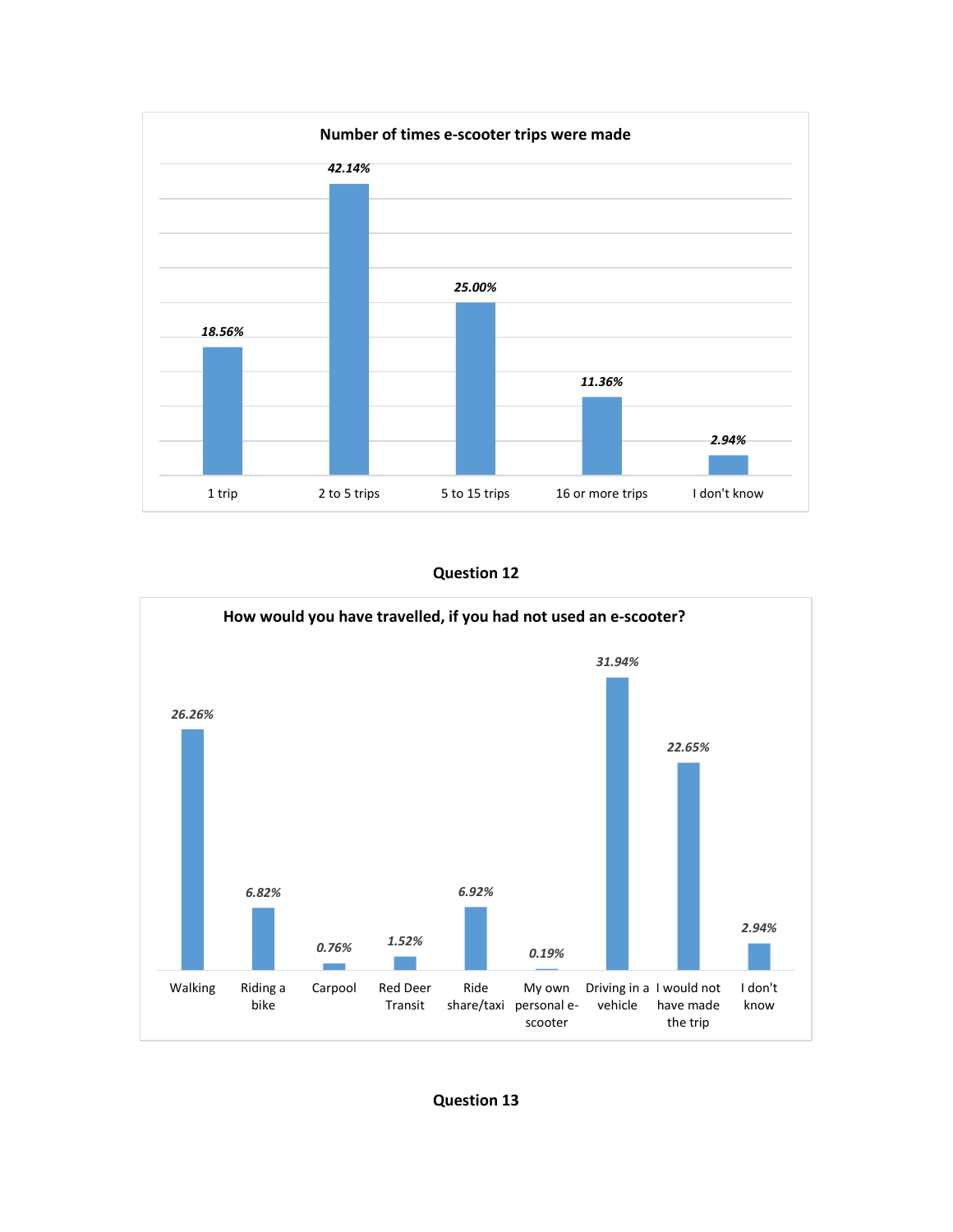**Number of times e-scooter trips were made**

| Response | Percentage |
|---|---|
| 1 trip | 18.56% |
| 2 to 5 trips | 42.14% |
| 5 to 15 trips | 25.00% |
| 16 or more trips | 11.36% |
| I don't know | 2.94% |

**Question 12**

**How would you have travelled, if you had not used an e-scooter?**

| Response | Percentage |
|---|---|
| Walking | 26.26% |
| Riding a bike | 6.82% |
| Carpool | 0.76% |
| Red Deer Transit | 1.52% |
| Ride share/taxi | 6.92% |
| My own personal e-scooter | 0.19% |
| Driving in a vehicle | 31.94% |
| I would not have made the trip | 22.65% |
| I don't know | 2.94% |

**Question 13**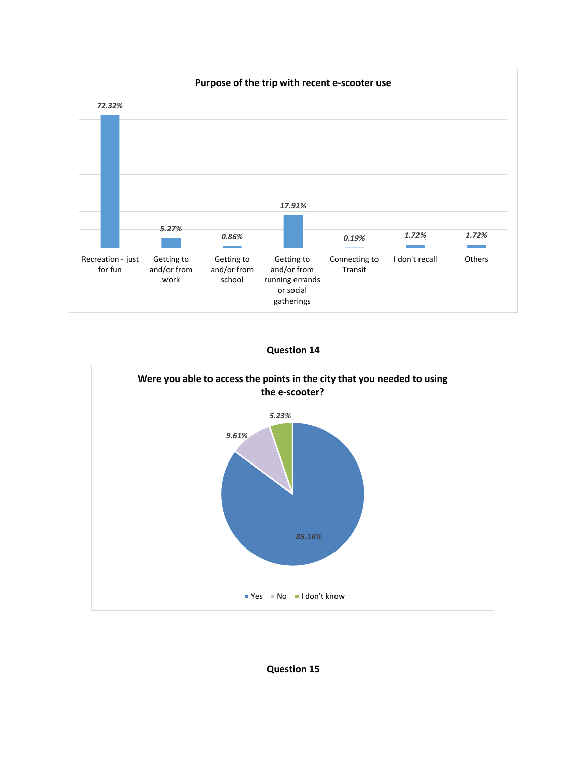**Purpose of the trip with recent e-scooter use**

| Purpose | Percentage |
|---|---|
| Recreation - just for fun | 72.32% |
| Getting to and/or from work | 5.27% |
| Getting to and/or from school | 0.86% |
| Getting to and/or from running errands or social gatherings | 17.91% |
| Connecting to Transit | 0.19% |
| I don't recall | 1.72% |
| Others | 1.72% |

**Question 14**

**Were you able to access the points in the city that you needed to using the e-scooter?**

| Response | Percentage |
|---|---|
| Yes | 85.16% |
| No | 9.61% |
| I don't know | 5.23% |

**Question 15**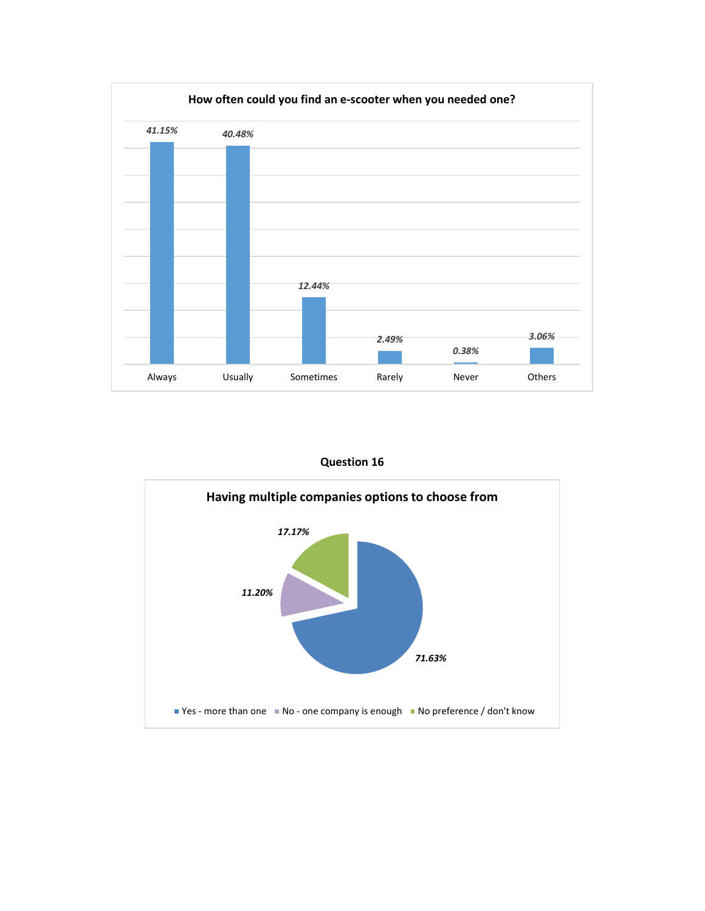**How often could you find an e-scooter when you needed one?**

| Response | Percentage |
|---|---|
| Always | 41.15% |
| Usually | 40.48% |
| Sometimes | 12.44% |
| Rarely | 2.49% |
| Never | 0.38% |
| Others | 3.06% |

**Question 16**

**Having multiple companies options to choose from**

| Response | Percentage |
|---|---|
| Yes - more than one | 71.63% |
| No - one company is enough | 11.20% |
| No preference / don't know | 17.17% |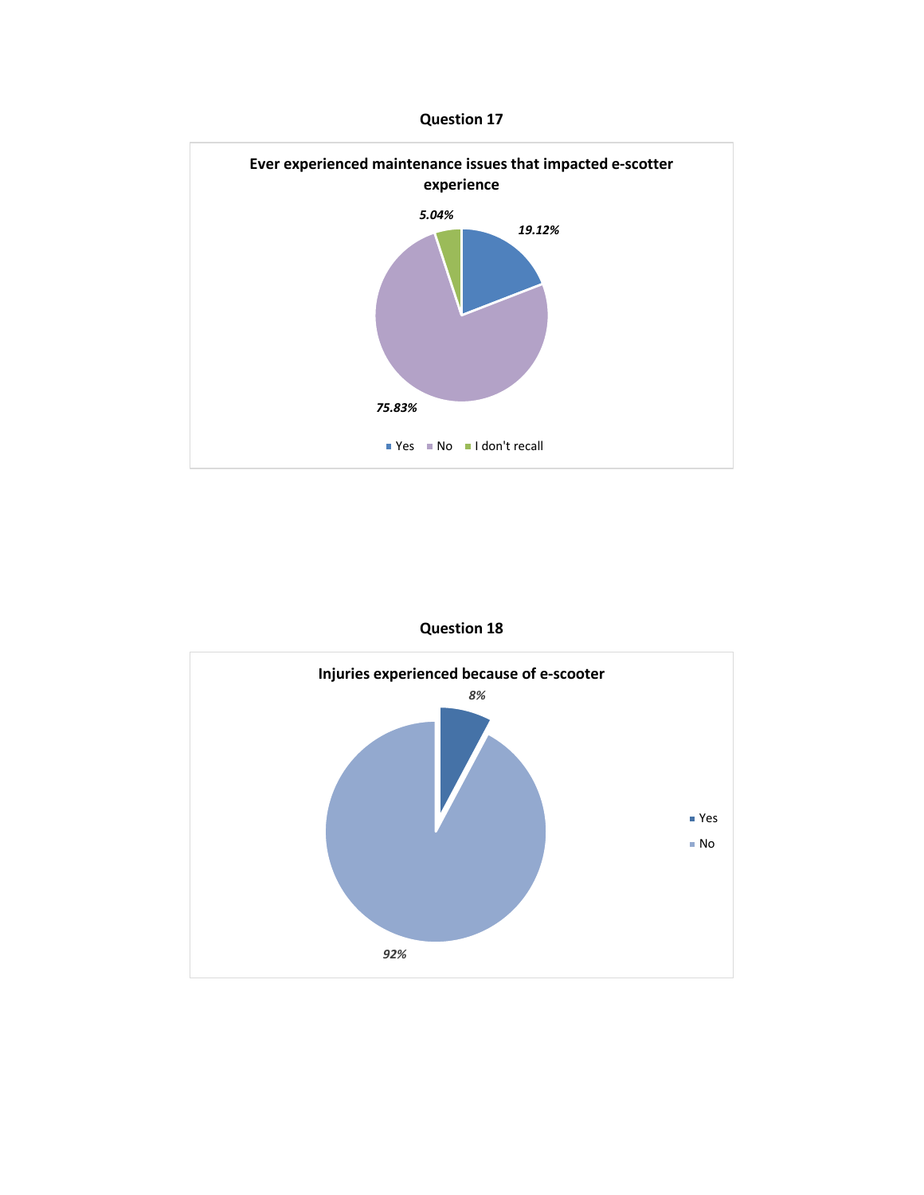**Question 17**

**Ever experienced maintenance issues that impacted e-scotter experience**

*5.04%*

*19.12%*

*75.83%*

Yes No I don't recall

**Question 18**

**Injuries experienced because of e-scooter**

*8%*

*92%*

Yes

No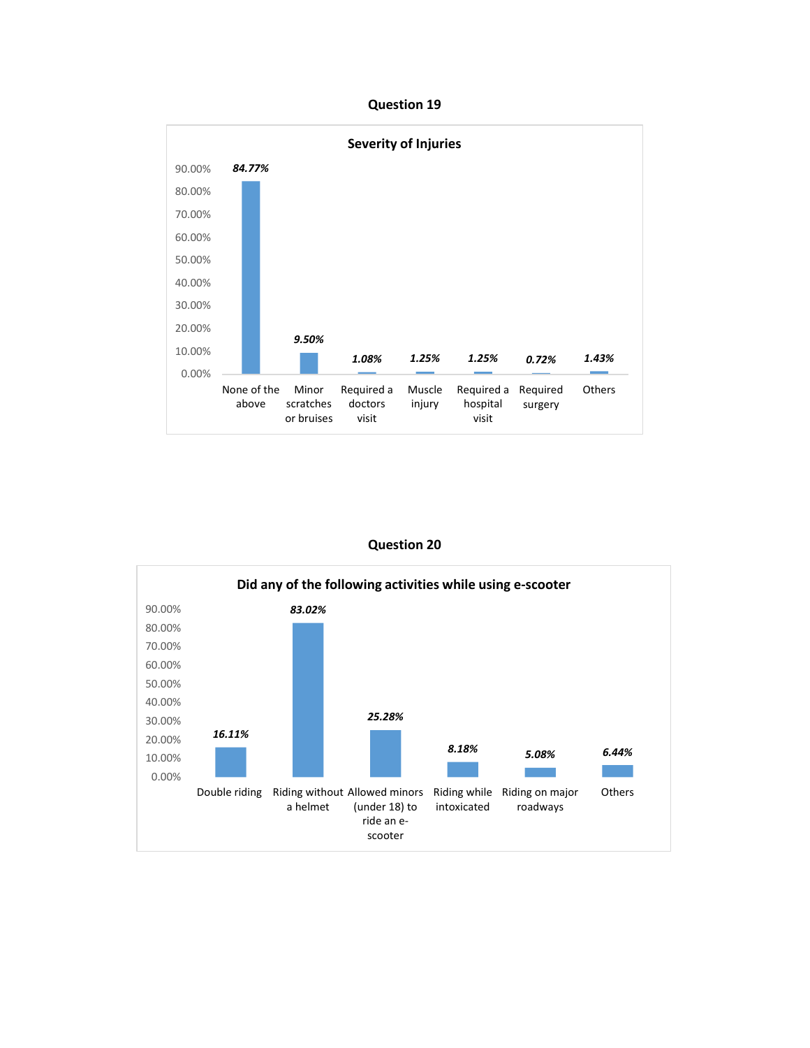## Question 19

**Severity of Injuries**

| Category | Percentage |
|---|---|
| None of the above | 84.77% |
| Minor scratches or bruises | 9.50% |
| Required a doctors visit | 1.08% |
| Muscle injury | 1.25% |
| Required a hospital visit | 1.25% |
| Required surgery | 0.72% |
| Others | 1.43% |

## Question 20

**Did any of the following activities while using e-scooter**

| Activity | Percentage |
|---|---|
| Double riding | 16.11% |
| Riding without a helmet | 83.02% |
| Allowed minors (under 18) to ride an e-scooter | 25.28% |
| Riding while intoxicated | 8.18% |
| Riding on major roadways | 5.08% |
| Others | 6.44% |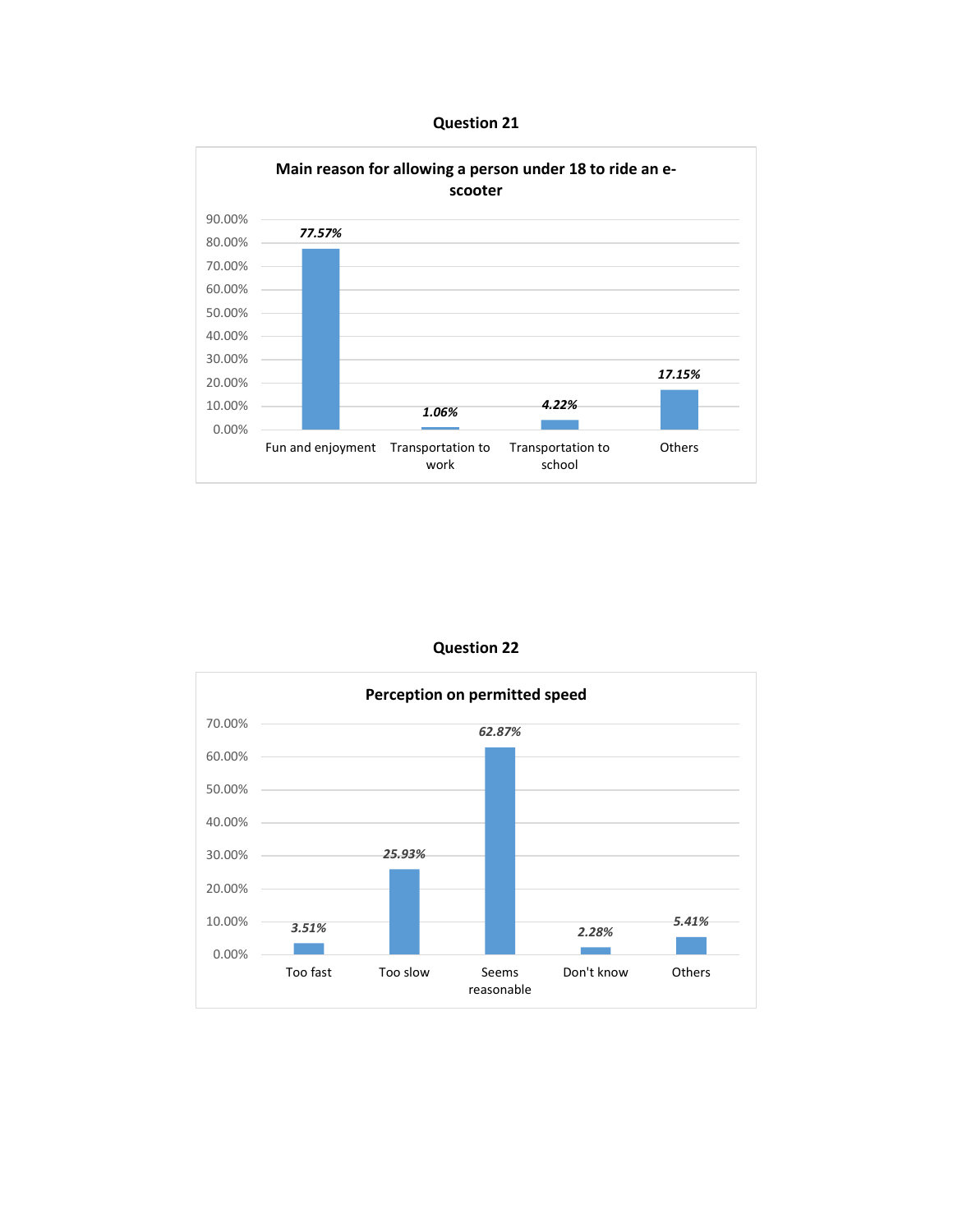## Question 21

**Main reason for allowing a person under 18 to ride an e-scooter**

| Reason | Percentage |
| --- | --- |
| Fun and enjoyment | 77.57% |
| Transportation to work | 1.06% |
| Transportation to school | 4.22% |
| Others | 17.15% |

## Question 22

**Perception on permitted speed**

| Perception | Percentage |
| --- | --- |
| Too fast | 3.51% |
| Too slow | 25.93% |
| Seems reasonable | 62.87% |
| Don't know | 2.28% |
| Others | 5.41% |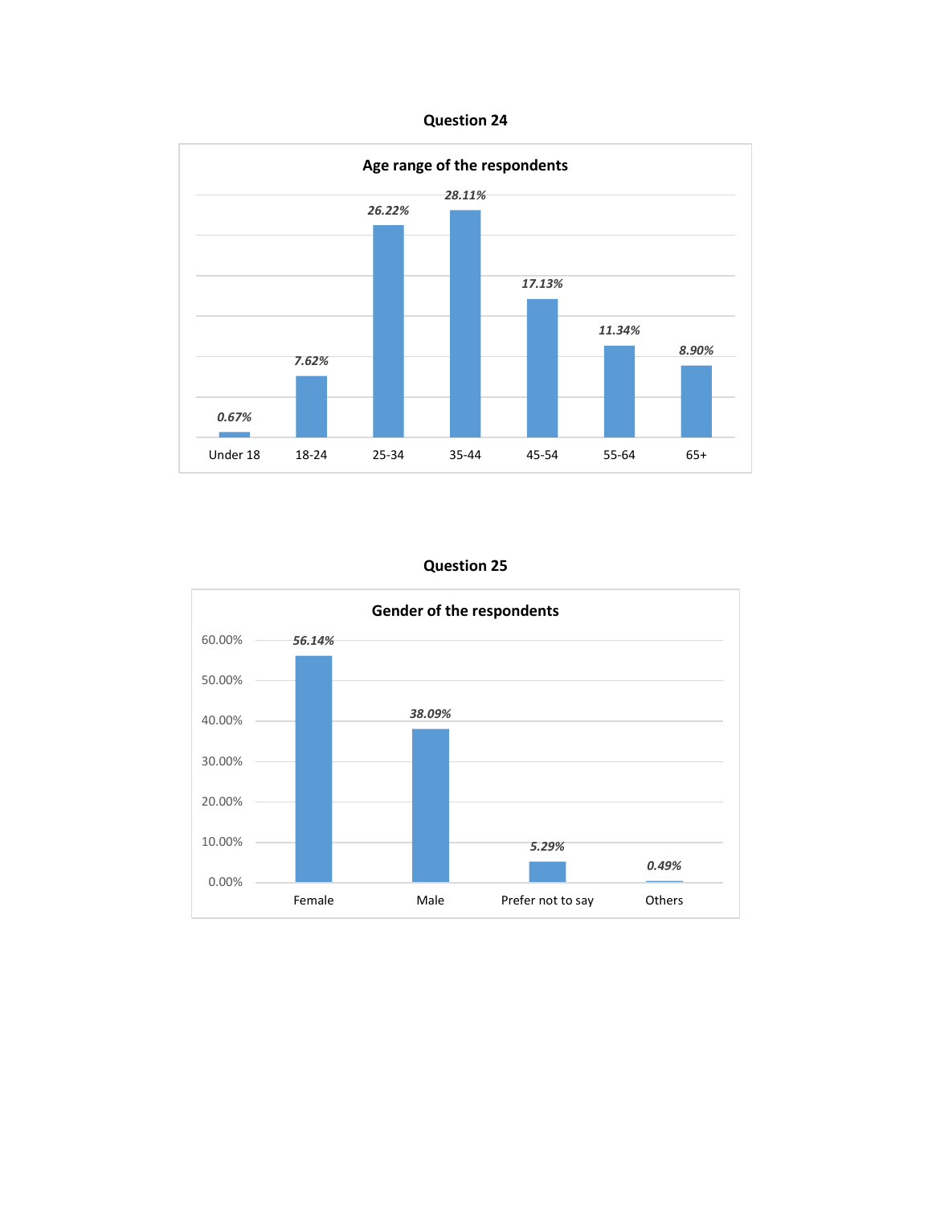**Question 24**

Age range of the respondents

0.67%
7.62%
26.22%
28.11%
17.13%
11.34%
8.90%

Under 18
18-24
25-34
35-44
45-54
55-64
65+

**Question 25**

Gender of the respondents

60.00%
50.00%
40.00%
30.00%
20.00%
10.00%
0.00%

56.14%
38.09%
5.29%
0.49%

Female
Male
Prefer not to say
Others